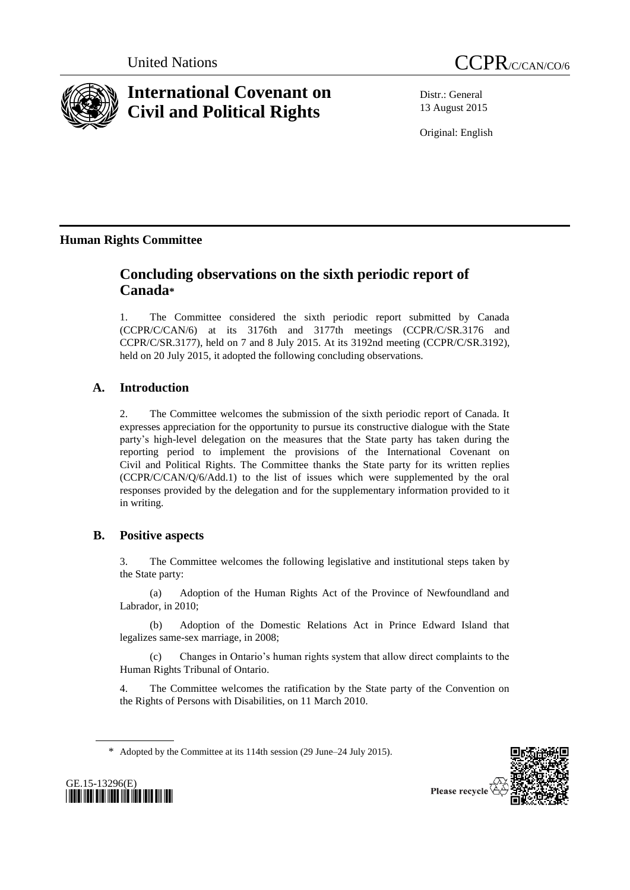United Nations

CCPR/C/CAN/CO/6

# International Covenant on Civil and Political Rights

Distr.: General
13 August 2015

Original: English

**Human Rights Committee**

## Concluding observations on the sixth periodic report of Canada*

1. The Committee considered the sixth periodic report submitted by Canada (CCPR/C/CAN/6) at its 3176th and 3177th meetings (CCPR/C/SR.3176 and CCPR/C/SR.3177), held on 7 and 8 July 2015. At its 3192nd meeting (CCPR/C/SR.3192), held on 20 July 2015, it adopted the following concluding observations.

## A. Introduction

2. The Committee welcomes the submission of the sixth periodic report of Canada. It expresses appreciation for the opportunity to pursue its constructive dialogue with the State party's high-level delegation on the measures that the State party has taken during the reporting period to implement the provisions of the International Covenant on Civil and Political Rights. The Committee thanks the State party for its written replies (CCPR/C/CAN/Q/6/Add.1) to the list of issues which were supplemented by the oral responses provided by the delegation and for the supplementary information provided to it in writing.

## B. Positive aspects

3. The Committee welcomes the following legislative and institutional steps taken by the State party:

(a) Adoption of the Human Rights Act of the Province of Newfoundland and Labrador, in 2010;

(b) Adoption of the Domestic Relations Act in Prince Edward Island that legalizes same-sex marriage, in 2008;

(c) Changes in Ontario's human rights system that allow direct complaints to the Human Rights Tribunal of Ontario.

4. The Committee welcomes the ratification by the State party of the Convention on the Rights of Persons with Disabilities, on 11 March 2010.

\* Adopted by the Committee at its 114th session (29 June–24 July 2015).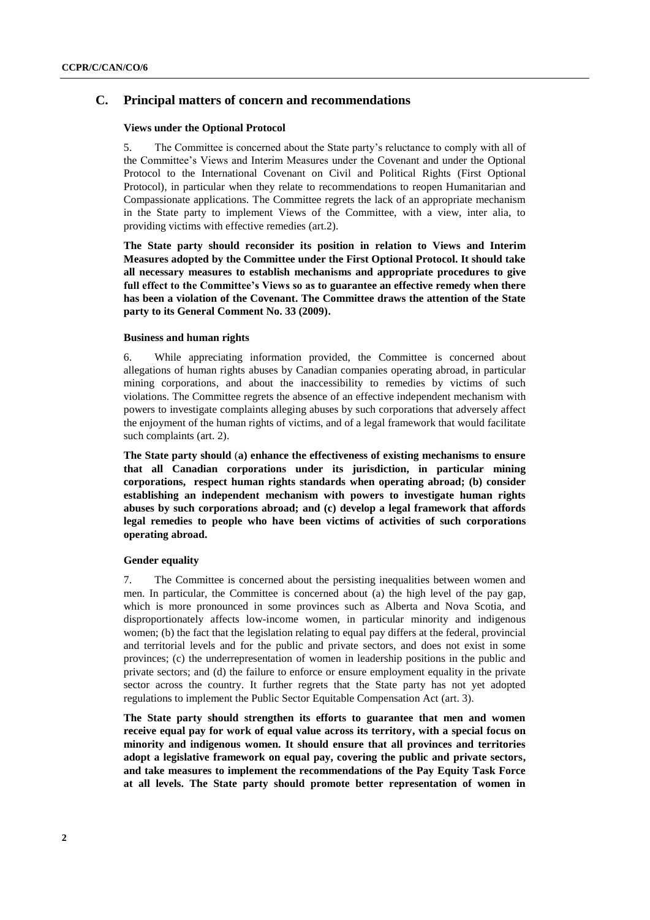## C. Principal matters of concern and recommendations

### Views under the Optional Protocol

5. The Committee is concerned about the State party's reluctance to comply with all of the Committee's Views and Interim Measures under the Covenant and under the Optional Protocol to the International Covenant on Civil and Political Rights (First Optional Protocol), in particular when they relate to recommendations to reopen Humanitarian and Compassionate applications. The Committee regrets the lack of an appropriate mechanism in the State party to implement Views of the Committee, with a view, inter alia, to providing victims with effective remedies (art.2).

**The State party should reconsider its position in relation to Views and Interim Measures adopted by the Committee under the First Optional Protocol. It should take all necessary measures to establish mechanisms and appropriate procedures to give full effect to the Committee's Views so as to guarantee an effective remedy when there has been a violation of the Covenant. The Committee draws the attention of the State party to its General Comment No. 33 (2009).**

### Business and human rights

6. While appreciating information provided, the Committee is concerned about allegations of human rights abuses by Canadian companies operating abroad, in particular mining corporations, and about the inaccessibility to remedies by victims of such violations. The Committee regrets the absence of an effective independent mechanism with powers to investigate complaints alleging abuses by such corporations that adversely affect the enjoyment of the human rights of victims, and of a legal framework that would facilitate such complaints (art. 2).

**The State party should (a) enhance the effectiveness of existing mechanisms to ensure that all Canadian corporations under its jurisdiction, in particular mining corporations, respect human rights standards when operating abroad; (b) consider establishing an independent mechanism with powers to investigate human rights abuses by such corporations abroad; and (c) develop a legal framework that affords legal remedies to people who have been victims of activities of such corporations operating abroad.**

### Gender equality

7. The Committee is concerned about the persisting inequalities between women and men. In particular, the Committee is concerned about (a) the high level of the pay gap, which is more pronounced in some provinces such as Alberta and Nova Scotia, and disproportionately affects low-income women, in particular minority and indigenous women; (b) the fact that the legislation relating to equal pay differs at the federal, provincial and territorial levels and for the public and private sectors, and does not exist in some provinces; (c) the underrepresentation of women in leadership positions in the public and private sectors; and (d) the failure to enforce or ensure employment equality in the private sector across the country. It further regrets that the State party has not yet adopted regulations to implement the Public Sector Equitable Compensation Act (art. 3).

**The State party should strengthen its efforts to guarantee that men and women receive equal pay for work of equal value across its territory, with a special focus on minority and indigenous women. It should ensure that all provinces and territories adopt a legislative framework on equal pay, covering the public and private sectors, and take measures to implement the recommendations of the Pay Equity Task Force at all levels. The State party should promote better representation of women in**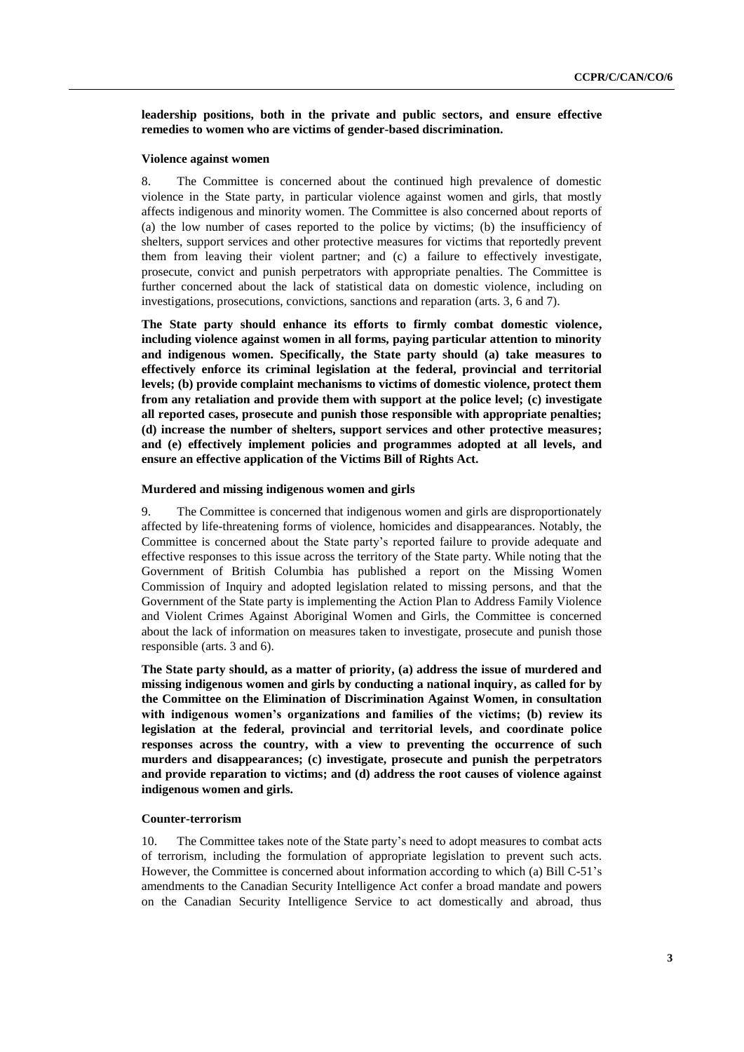**leadership positions, both in the private and public sectors, and ensure effective remedies to women who are victims of gender-based discrimination.**

### Violence against women

8. The Committee is concerned about the continued high prevalence of domestic violence in the State party, in particular violence against women and girls, that mostly affects indigenous and minority women. The Committee is also concerned about reports of (a) the low number of cases reported to the police by victims; (b) the insufficiency of shelters, support services and other protective measures for victims that reportedly prevent them from leaving their violent partner; and (c) a failure to effectively investigate, prosecute, convict and punish perpetrators with appropriate penalties. The Committee is further concerned about the lack of statistical data on domestic violence, including on investigations, prosecutions, convictions, sanctions and reparation (arts. 3, 6 and 7).

**The State party should enhance its efforts to firmly combat domestic violence, including violence against women in all forms, paying particular attention to minority and indigenous women. Specifically, the State party should (a) take measures to effectively enforce its criminal legislation at the federal, provincial and territorial levels; (b) provide complaint mechanisms to victims of domestic violence, protect them from any retaliation and provide them with support at the police level; (c) investigate all reported cases, prosecute and punish those responsible with appropriate penalties; (d) increase the number of shelters, support services and other protective measures; and (e) effectively implement policies and programmes adopted at all levels, and ensure an effective application of the Victims Bill of Rights Act.**

### Murdered and missing indigenous women and girls

9. The Committee is concerned that indigenous women and girls are disproportionately affected by life-threatening forms of violence, homicides and disappearances. Notably, the Committee is concerned about the State party's reported failure to provide adequate and effective responses to this issue across the territory of the State party. While noting that the Government of British Columbia has published a report on the Missing Women Commission of Inquiry and adopted legislation related to missing persons, and that the Government of the State party is implementing the Action Plan to Address Family Violence and Violent Crimes Against Aboriginal Women and Girls, the Committee is concerned about the lack of information on measures taken to investigate, prosecute and punish those responsible (arts. 3 and 6).

**The State party should, as a matter of priority, (a) address the issue of murdered and missing indigenous women and girls by conducting a national inquiry, as called for by the Committee on the Elimination of Discrimination Against Women, in consultation with indigenous women's organizations and families of the victims; (b) review its legislation at the federal, provincial and territorial levels, and coordinate police responses across the country, with a view to preventing the occurrence of such murders and disappearances; (c) investigate, prosecute and punish the perpetrators and provide reparation to victims; and (d) address the root causes of violence against indigenous women and girls.**

### Counter-terrorism

10. The Committee takes note of the State party's need to adopt measures to combat acts of terrorism, including the formulation of appropriate legislation to prevent such acts. However, the Committee is concerned about information according to which (a) Bill C-51's amendments to the Canadian Security Intelligence Act confer a broad mandate and powers on the Canadian Security Intelligence Service to act domestically and abroad, thus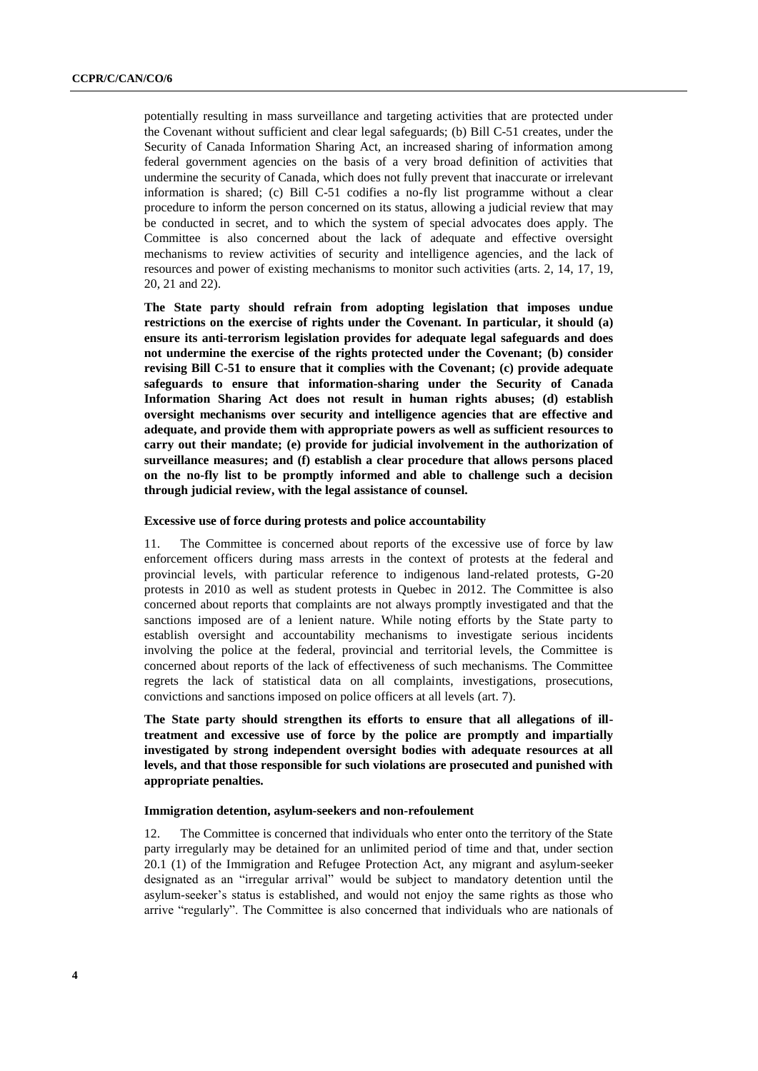potentially resulting in mass surveillance and targeting activities that are protected under the Covenant without sufficient and clear legal safeguards; (b) Bill C-51 creates, under the Security of Canada Information Sharing Act, an increased sharing of information among federal government agencies on the basis of a very broad definition of activities that undermine the security of Canada, which does not fully prevent that inaccurate or irrelevant information is shared; (c) Bill C-51 codifies a no-fly list programme without a clear procedure to inform the person concerned on its status, allowing a judicial review that may be conducted in secret, and to which the system of special advocates does apply. The Committee is also concerned about the lack of adequate and effective oversight mechanisms to review activities of security and intelligence agencies, and the lack of resources and power of existing mechanisms to monitor such activities (arts. 2, 14, 17, 19, 20, 21 and 22).

**The State party should refrain from adopting legislation that imposes undue restrictions on the exercise of rights under the Covenant. In particular, it should (a) ensure its anti-terrorism legislation provides for adequate legal safeguards and does not undermine the exercise of the rights protected under the Covenant; (b) consider revising Bill C-51 to ensure that it complies with the Covenant; (c) provide adequate safeguards to ensure that information-sharing under the Security of Canada Information Sharing Act does not result in human rights abuses; (d) establish oversight mechanisms over security and intelligence agencies that are effective and adequate, and provide them with appropriate powers as well as sufficient resources to carry out their mandate; (e) provide for judicial involvement in the authorization of surveillance measures; and (f) establish a clear procedure that allows persons placed on the no-fly list to be promptly informed and able to challenge such a decision through judicial review, with the legal assistance of counsel.**

### Excessive use of force during protests and police accountability

11. The Committee is concerned about reports of the excessive use of force by law enforcement officers during mass arrests in the context of protests at the federal and provincial levels, with particular reference to indigenous land-related protests, G-20 protests in 2010 as well as student protests in Quebec in 2012. The Committee is also concerned about reports that complaints are not always promptly investigated and that the sanctions imposed are of a lenient nature. While noting efforts by the State party to establish oversight and accountability mechanisms to investigate serious incidents involving the police at the federal, provincial and territorial levels, the Committee is concerned about reports of the lack of effectiveness of such mechanisms. The Committee regrets the lack of statistical data on all complaints, investigations, prosecutions, convictions and sanctions imposed on police officers at all levels (art. 7).

**The State party should strengthen its efforts to ensure that all allegations of ill-treatment and excessive use of force by the police are promptly and impartially investigated by strong independent oversight bodies with adequate resources at all levels, and that those responsible for such violations are prosecuted and punished with appropriate penalties.**

### Immigration detention, asylum-seekers and non-refoulement

12. The Committee is concerned that individuals who enter onto the territory of the State party irregularly may be detained for an unlimited period of time and that, under section 20.1 (1) of the Immigration and Refugee Protection Act, any migrant and asylum-seeker designated as an "irregular arrival" would be subject to mandatory detention until the asylum-seeker's status is established, and would not enjoy the same rights as those who arrive "regularly". The Committee is also concerned that individuals who are nationals of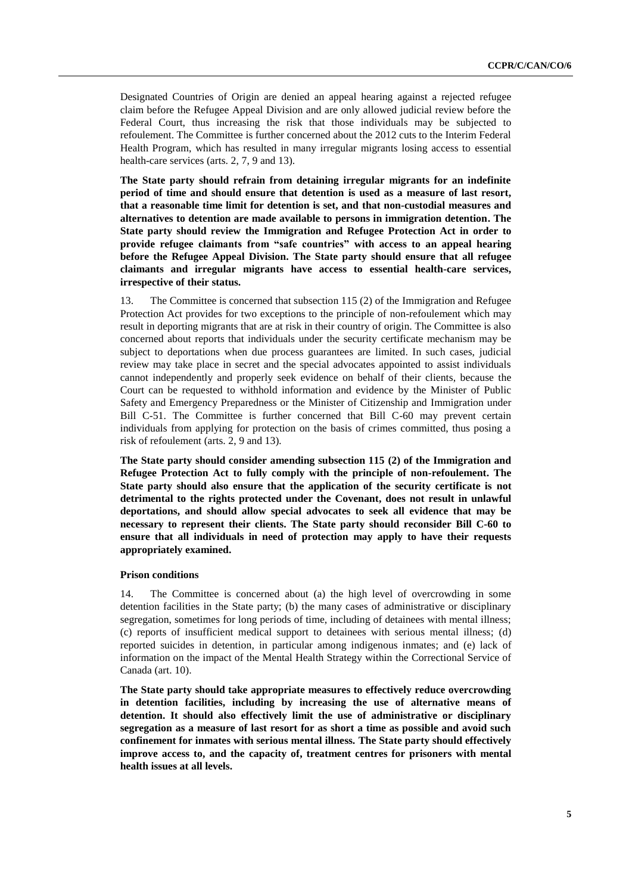Designated Countries of Origin are denied an appeal hearing against a rejected refugee claim before the Refugee Appeal Division and are only allowed judicial review before the Federal Court, thus increasing the risk that those individuals may be subjected to refoulement. The Committee is further concerned about the 2012 cuts to the Interim Federal Health Program, which has resulted in many irregular migrants losing access to essential health-care services (arts. 2, 7, 9 and 13).

**The State party should refrain from detaining irregular migrants for an indefinite period of time and should ensure that detention is used as a measure of last resort, that a reasonable time limit for detention is set, and that non-custodial measures and alternatives to detention are made available to persons in immigration detention. The State party should review the Immigration and Refugee Protection Act in order to provide refugee claimants from "safe countries" with access to an appeal hearing before the Refugee Appeal Division. The State party should ensure that all refugee claimants and irregular migrants have access to essential health-care services, irrespective of their status.**

13. The Committee is concerned that subsection 115 (2) of the Immigration and Refugee Protection Act provides for two exceptions to the principle of non-refoulement which may result in deporting migrants that are at risk in their country of origin. The Committee is also concerned about reports that individuals under the security certificate mechanism may be subject to deportations when due process guarantees are limited. In such cases, judicial review may take place in secret and the special advocates appointed to assist individuals cannot independently and properly seek evidence on behalf of their clients, because the Court can be requested to withhold information and evidence by the Minister of Public Safety and Emergency Preparedness or the Minister of Citizenship and Immigration under Bill C-51. The Committee is further concerned that Bill C-60 may prevent certain individuals from applying for protection on the basis of crimes committed, thus posing a risk of refoulement (arts. 2, 9 and 13).

**The State party should consider amending subsection 115 (2) of the Immigration and Refugee Protection Act to fully comply with the principle of non-refoulement. The State party should also ensure that the application of the security certificate is not detrimental to the rights protected under the Covenant, does not result in unlawful deportations, and should allow special advocates to seek all evidence that may be necessary to represent their clients. The State party should reconsider Bill C-60 to ensure that all individuals in need of protection may apply to have their requests appropriately examined.**

### Prison conditions

14. The Committee is concerned about (a) the high level of overcrowding in some detention facilities in the State party; (b) the many cases of administrative or disciplinary segregation, sometimes for long periods of time, including of detainees with mental illness; (c) reports of insufficient medical support to detainees with serious mental illness; (d) reported suicides in detention, in particular among indigenous inmates; and (e) lack of information on the impact of the Mental Health Strategy within the Correctional Service of Canada (art. 10).

**The State party should take appropriate measures to effectively reduce overcrowding in detention facilities, including by increasing the use of alternative means of detention. It should also effectively limit the use of administrative or disciplinary segregation as a measure of last resort for as short a time as possible and avoid such confinement for inmates with serious mental illness. The State party should effectively improve access to, and the capacity of, treatment centres for prisoners with mental health issues at all levels.**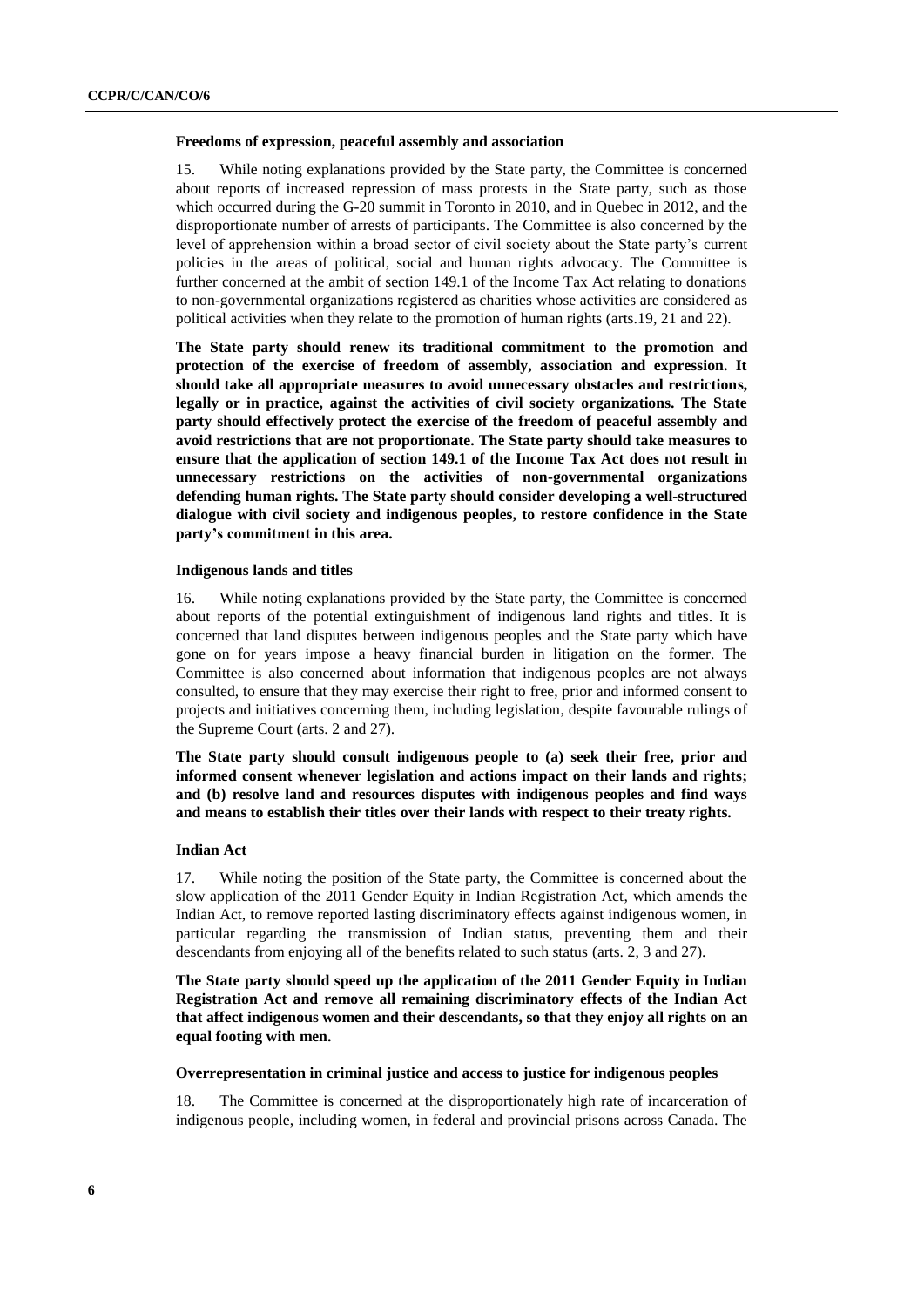### Freedoms of expression, peaceful assembly and association

15. While noting explanations provided by the State party, the Committee is concerned about reports of increased repression of mass protests in the State party, such as those which occurred during the G-20 summit in Toronto in 2010, and in Quebec in 2012, and the disproportionate number of arrests of participants. The Committee is also concerned by the level of apprehension within a broad sector of civil society about the State party's current policies in the areas of political, social and human rights advocacy. The Committee is further concerned at the ambit of section 149.1 of the Income Tax Act relating to donations to non-governmental organizations registered as charities whose activities are considered as political activities when they relate to the promotion of human rights (arts.19, 21 and 22).

**The State party should renew its traditional commitment to the promotion and protection of the exercise of freedom of assembly, association and expression. It should take all appropriate measures to avoid unnecessary obstacles and restrictions, legally or in practice, against the activities of civil society organizations. The State party should effectively protect the exercise of the freedom of peaceful assembly and avoid restrictions that are not proportionate. The State party should take measures to ensure that the application of section 149.1 of the Income Tax Act does not result in unnecessary restrictions on the activities of non-governmental organizations defending human rights. The State party should consider developing a well-structured dialogue with civil society and indigenous peoples, to restore confidence in the State party's commitment in this area.**

### Indigenous lands and titles

16. While noting explanations provided by the State party, the Committee is concerned about reports of the potential extinguishment of indigenous land rights and titles. It is concerned that land disputes between indigenous peoples and the State party which have gone on for years impose a heavy financial burden in litigation on the former. The Committee is also concerned about information that indigenous peoples are not always consulted, to ensure that they may exercise their right to free, prior and informed consent to projects and initiatives concerning them, including legislation, despite favourable rulings of the Supreme Court (arts. 2 and 27).

**The State party should consult indigenous people to (a) seek their free, prior and informed consent whenever legislation and actions impact on their lands and rights; and (b) resolve land and resources disputes with indigenous peoples and find ways and means to establish their titles over their lands with respect to their treaty rights.**

### Indian Act

17. While noting the position of the State party, the Committee is concerned about the slow application of the 2011 Gender Equity in Indian Registration Act, which amends the Indian Act, to remove reported lasting discriminatory effects against indigenous women, in particular regarding the transmission of Indian status, preventing them and their descendants from enjoying all of the benefits related to such status (arts. 2, 3 and 27).

**The State party should speed up the application of the 2011 Gender Equity in Indian Registration Act and remove all remaining discriminatory effects of the Indian Act that affect indigenous women and their descendants, so that they enjoy all rights on an equal footing with men.**

### Overrepresentation in criminal justice and access to justice for indigenous peoples

18. The Committee is concerned at the disproportionately high rate of incarceration of indigenous people, including women, in federal and provincial prisons across Canada. The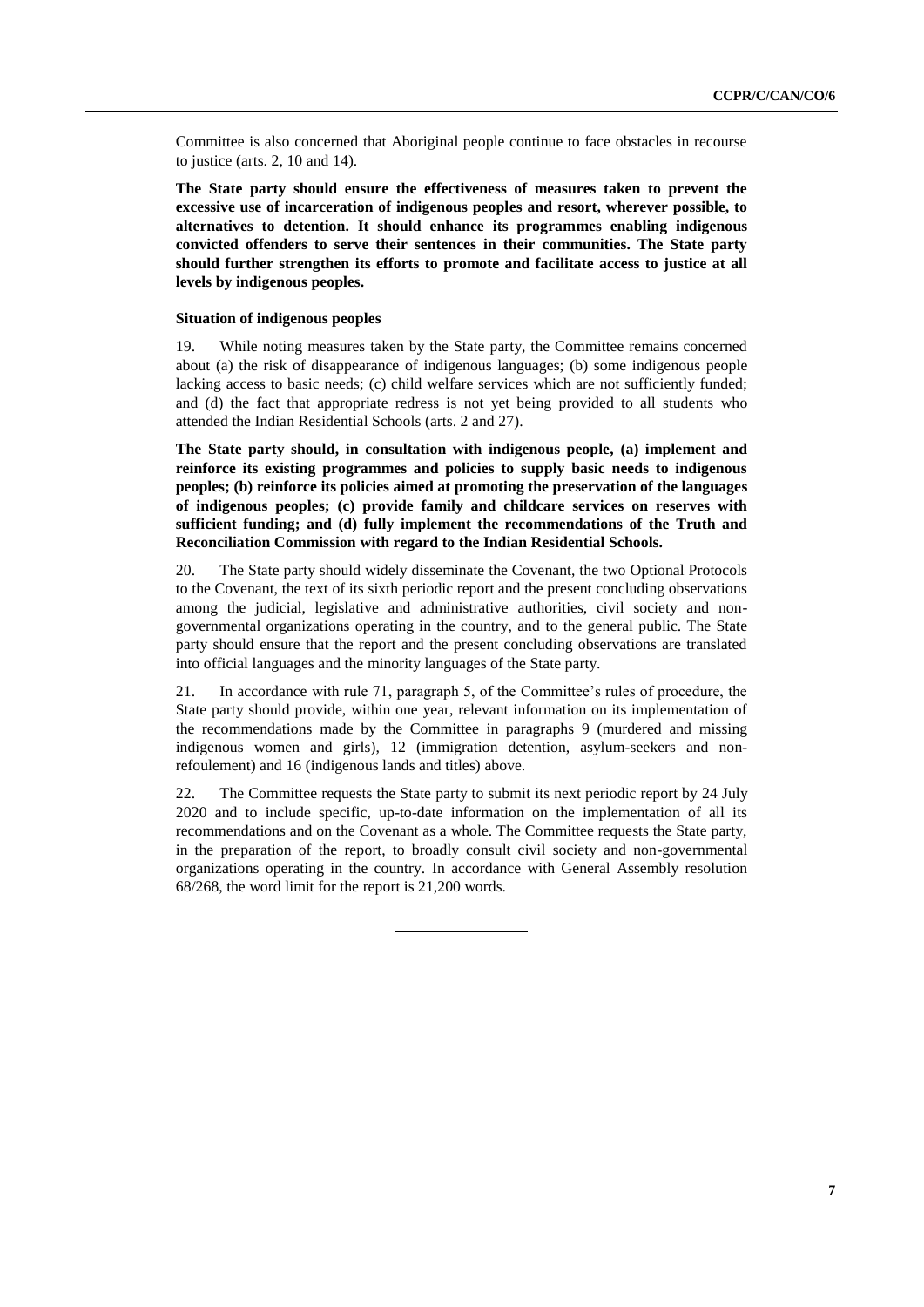Committee is also concerned that Aboriginal people continue to face obstacles in recourse to justice (arts. 2, 10 and 14).

**The State party should ensure the effectiveness of measures taken to prevent the excessive use of incarceration of indigenous peoples and resort, wherever possible, to alternatives to detention. It should enhance its programmes enabling indigenous convicted offenders to serve their sentences in their communities. The State party should further strengthen its efforts to promote and facilitate access to justice at all levels by indigenous peoples.**

#### Situation of indigenous peoples

19. While noting measures taken by the State party, the Committee remains concerned about (a) the risk of disappearance of indigenous languages; (b) some indigenous people lacking access to basic needs; (c) child welfare services which are not sufficiently funded; and (d) the fact that appropriate redress is not yet being provided to all students who attended the Indian Residential Schools (arts. 2 and 27).

**The State party should, in consultation with indigenous people, (a) implement and reinforce its existing programmes and policies to supply basic needs to indigenous peoples; (b) reinforce its policies aimed at promoting the preservation of the languages of indigenous peoples; (c) provide family and childcare services on reserves with sufficient funding; and (d) fully implement the recommendations of the Truth and Reconciliation Commission with regard to the Indian Residential Schools.**

20. The State party should widely disseminate the Covenant, the two Optional Protocols to the Covenant, the text of its sixth periodic report and the present concluding observations among the judicial, legislative and administrative authorities, civil society and non-governmental organizations operating in the country, and to the general public. The State party should ensure that the report and the present concluding observations are translated into official languages and the minority languages of the State party.

21. In accordance with rule 71, paragraph 5, of the Committee's rules of procedure, the State party should provide, within one year, relevant information on its implementation of the recommendations made by the Committee in paragraphs 9 (murdered and missing indigenous women and girls), 12 (immigration detention, asylum-seekers and non-refoulement) and 16 (indigenous lands and titles) above.

22. The Committee requests the State party to submit its next periodic report by 24 July 2020 and to include specific, up-to-date information on the implementation of all its recommendations and on the Covenant as a whole. The Committee requests the State party, in the preparation of the report, to broadly consult civil society and non-governmental organizations operating in the country. In accordance with General Assembly resolution 68/268, the word limit for the report is 21,200 words.